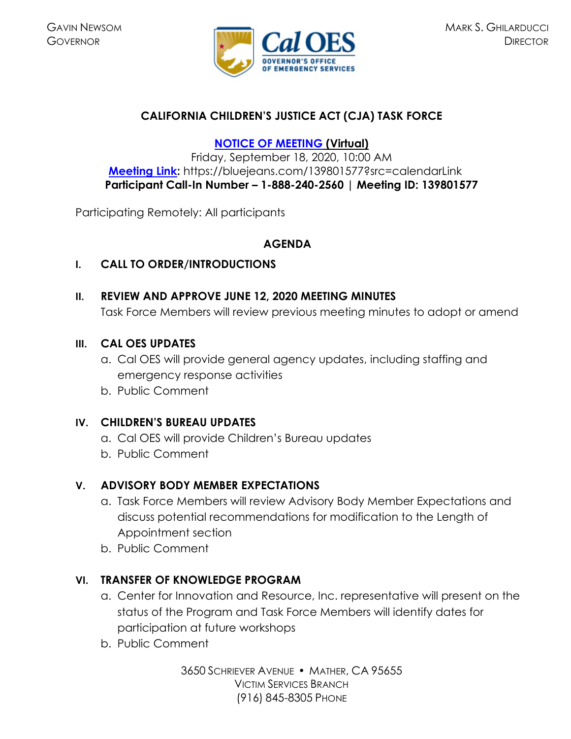GAVIN NEWSOM
GOVERNOR

Cal OES
GOVERNOR'S OFFICE
OF EMERGENCY SERVICES

MARK S. GHILARDUCCI
DIRECTOR

**CALIFORNIA CHILDREN'S JUSTICE ACT (CJA) TASK FORCE**

**NOTICE OF MEETING (Virtual)**
Friday, September 18, 2020, 10:00 AM
**Meeting Link:** https://bluejeans.com/139801577?src=calendarLink
**Participant Call-In Number – 1-888-240-2560 | Meeting ID: 139801577**

Participating Remotely: All participants

**AGENDA**

**I. CALL TO ORDER/INTRODUCTIONS**

**II. REVIEW AND APPROVE JUNE 12, 2020 MEETING MINUTES**
Task Force Members will review previous meeting minutes to adopt or amend

**III. CAL OES UPDATES**
a. Cal OES will provide general agency updates, including staffing and emergency response activities
b. Public Comment

**IV. CHILDREN'S BUREAU UPDATES**
a. Cal OES will provide Children's Bureau updates
b. Public Comment

**V. ADVISORY BODY MEMBER EXPECTATIONS**
a. Task Force Members will review Advisory Body Member Expectations and discuss potential recommendations for modification to the Length of Appointment section
b. Public Comment

**VI. TRANSFER OF KNOWLEDGE PROGRAM**
a. Center for Innovation and Resource, Inc. representative will present on the status of the Program and Task Force Members will identify dates for participation at future workshops
b. Public Comment

3650 SCHRIEVER AVENUE • MATHER, CA 95655
VICTIM SERVICES BRANCH
(916) 845-8305 PHONE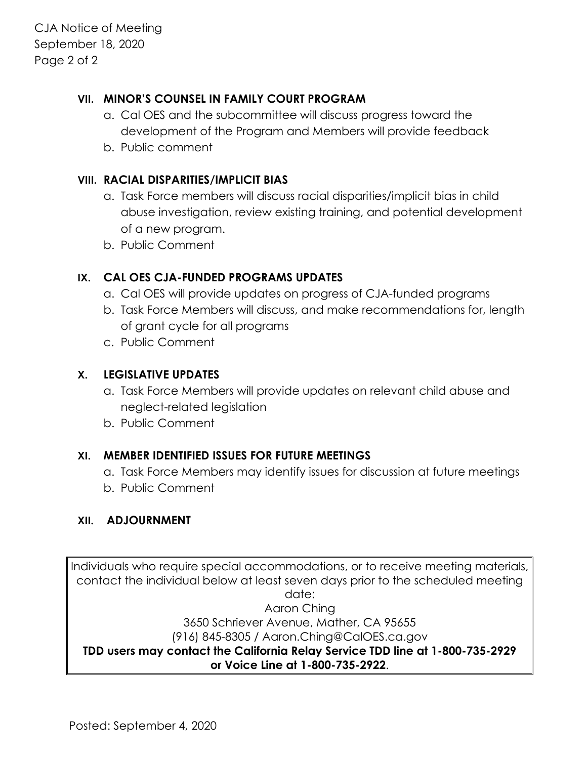## VII. MINOR'S COUNSEL IN FAMILY COURT PROGRAM

a. Cal OES and the subcommittee will discuss progress toward the development of the Program and Members will provide feedback
b. Public comment

## VIII. RACIAL DISPARITIES/IMPLICIT BIAS

a. Task Force members will discuss racial disparities/implicit bias in child abuse investigation, review existing training, and potential development of a new program.
b. Public Comment

## IX. CAL OES CJA-FUNDED PROGRAMS UPDATES

a. Cal OES will provide updates on progress of CJA-funded programs
b. Task Force Members will discuss, and make recommendations for, length of grant cycle for all programs
c. Public Comment

## X. LEGISLATIVE UPDATES

a. Task Force Members will provide updates on relevant child abuse and neglect-related legislation
b. Public Comment

## XI. MEMBER IDENTIFIED ISSUES FOR FUTURE MEETINGS

a. Task Force Members may identify issues for discussion at future meetings
b. Public Comment

## XII. ADJOURNMENT

Individuals who require special accommodations, or to receive meeting materials, contact the individual below at least seven days prior to the scheduled meeting date:

Aaron Ching
3650 Schriever Avenue, Mather, CA 95655
(916) 845-8305 / Aaron.Ching@CalOES.ca.gov

**TDD users may contact the California Relay Service TDD line at 1-800-735-2929 or Voice Line at 1-800-735-2922**.

Posted: September 4, 2020